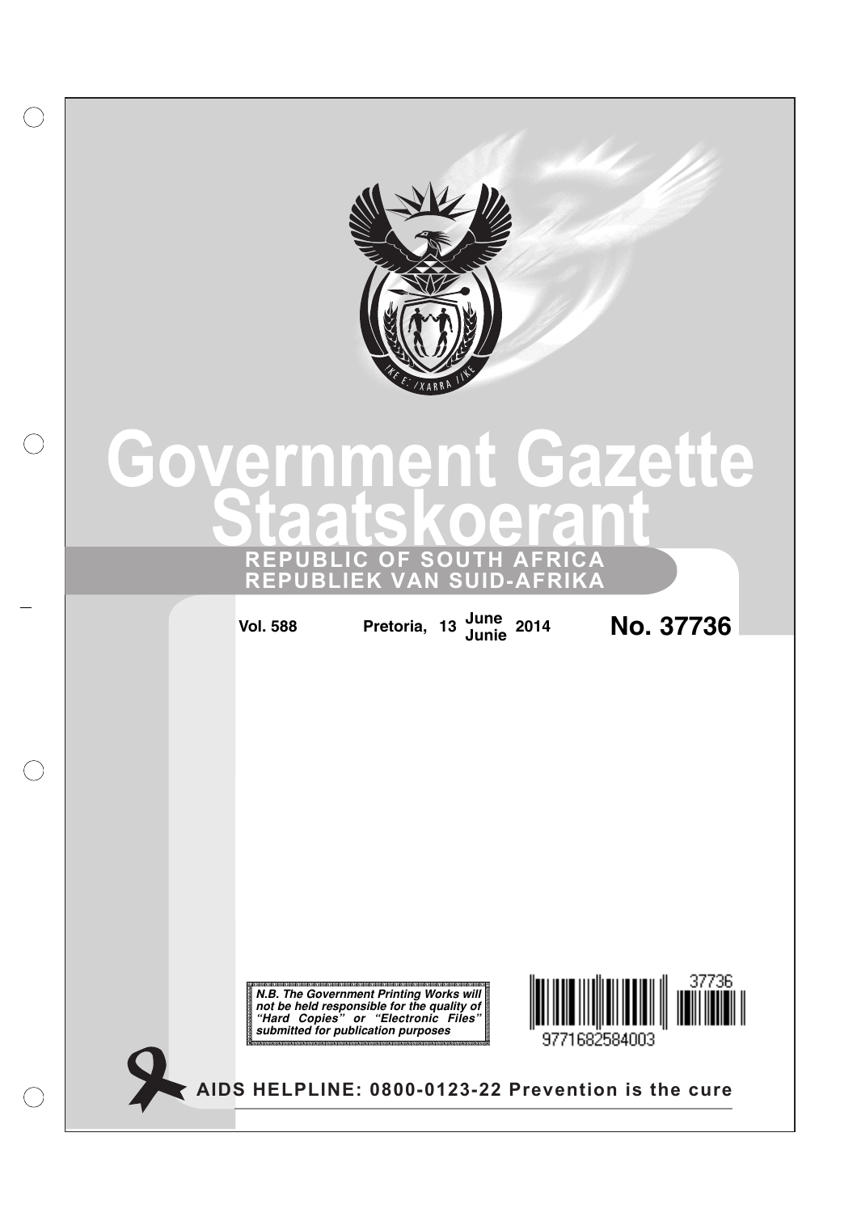# Government Gazette
# Staatskoerant

**REPUBLIC OF SOUTH AFRICA**
**REPUBLIEK VAN SUID-AFRIKA**

**Vol. 588** **Pretoria, 13 June / Junie 2014** **No. 37736**

***N.B. The Government Printing Works will not be held responsible for the quality of "Hard Copies" or "Electronic Files" submitted for publication purposes***

37736

9771682584003

**AIDS HELPLINE: 0800-0123-22 Prevention is the cure**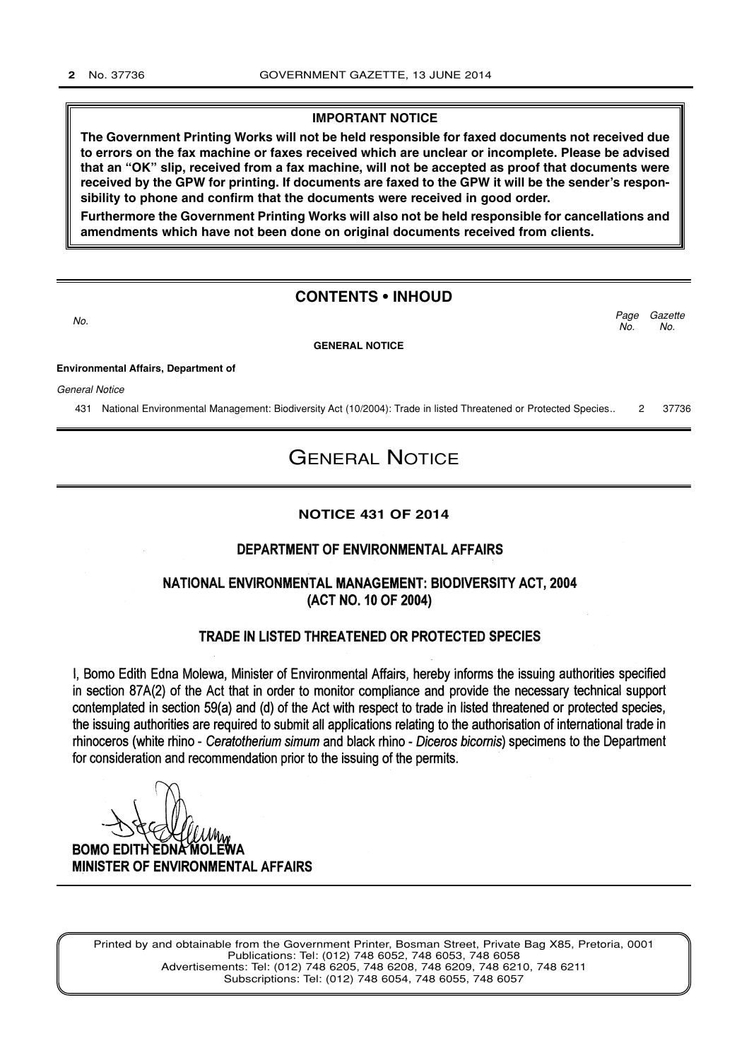**IMPORTANT NOTICE**

**The Government Printing Works will not be held responsible for faxed documents not received due to errors on the fax machine or faxes received which are unclear or incomplete. Please be advised that an "OK" slip, received from a fax machine, will not be accepted as proof that documents were received by the GPW for printing. If documents are faxed to the GPW it will be the sender's responsibility to phone and confirm that the documents were received in good order.**

**Furthermore the Government Printing Works will also not be held responsible for cancellations and amendments which have not been done on original documents received from clients.**

## CONTENTS • INHOUD

| *No.* | | *Page No.* | *Gazette No.* |
|---|---|---|---|
| | **GENERAL NOTICE** | | |
| | **Environmental Affairs, Department of** | | |
| | *General Notice* | | |
| 431 | National Environmental Management: Biodiversity Act (10/2004): Trade in listed Threatened or Protected Species.. | 2 | 37736 |

# GENERAL NOTICE

### NOTICE 431 OF 2014

### DEPARTMENT OF ENVIRONMENTAL AFFAIRS

### NATIONAL ENVIRONMENTAL MANAGEMENT: BIODIVERSITY ACT, 2004 (ACT NO. 10 OF 2004)

### TRADE IN LISTED THREATENED OR PROTECTED SPECIES

I, Bomo Edith Edna Molewa, Minister of Environmental Affairs, hereby informs the issuing authorities specified in section 87A(2) of the Act that in order to monitor compliance and provide the necessary technical support contemplated in section 59(a) and (d) of the Act with respect to trade in listed threatened or protected species, the issuing authorities are required to submit all applications relating to the authorisation of international trade in rhinoceros (white rhino - *Ceratotherium simum* and black rhino - *Diceros bicornis*) specimens to the Department for consideration and recommendation prior to the issuing of the permits.

**BOMO EDITH EDNA MOLEWA**
**MINISTER OF ENVIRONMENTAL AFFAIRS**

Printed by and obtainable from the Government Printer, Bosman Street, Private Bag X85, Pretoria, 0001
Publications: Tel: (012) 748 6052, 748 6053, 748 6058
Advertisements: Tel: (012) 748 6205, 748 6208, 748 6209, 748 6210, 748 6211
Subscriptions: Tel: (012) 748 6054, 748 6055, 748 6057